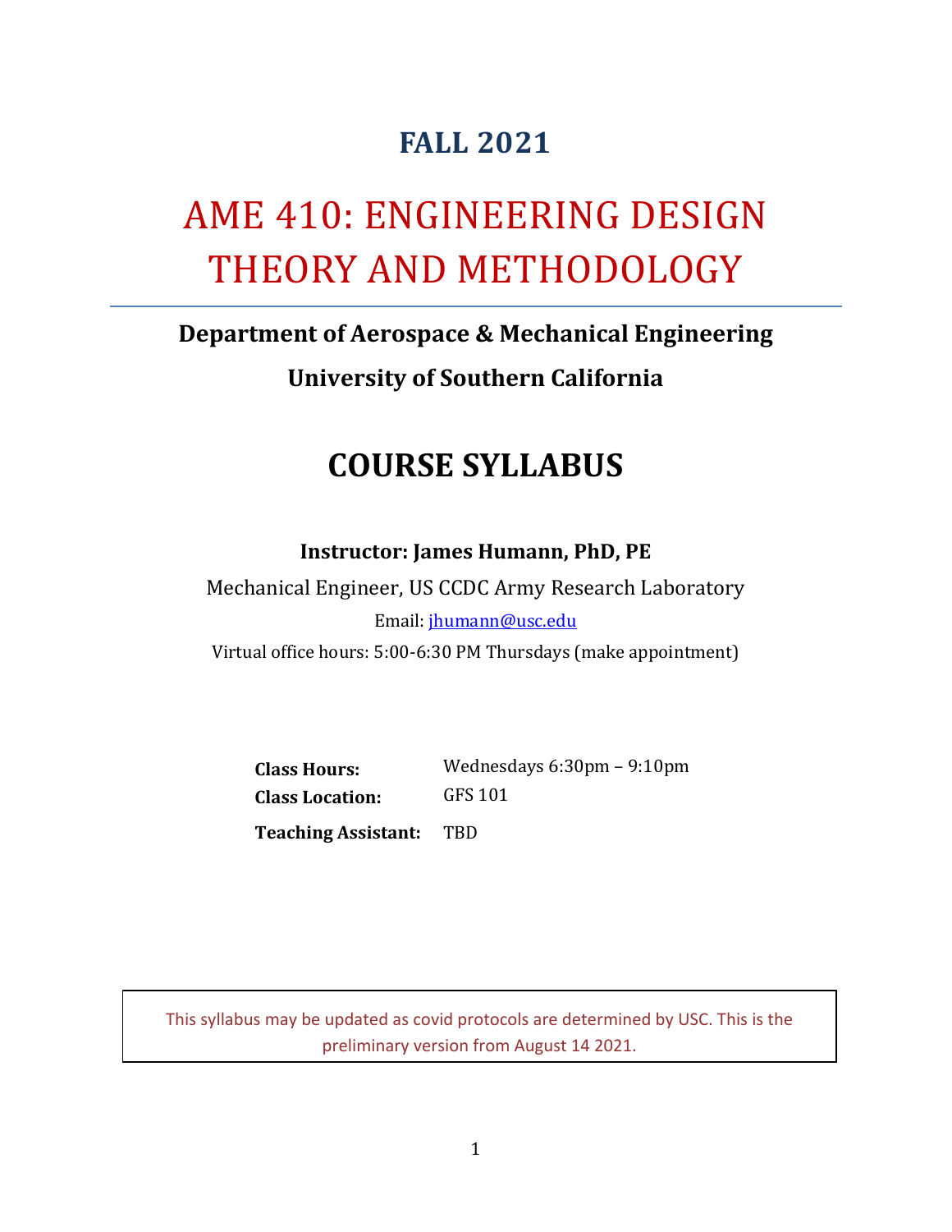## FALL 2021

# AME 410: ENGINEERING DESIGN THEORY AND METHODOLOGY

**Department of Aerospace & Mechanical Engineering**

**University of Southern California**

# COURSE SYLLABUS

**Instructor: James Humann, PhD, PE**

Mechanical Engineer, US CCDC Army Research Laboratory

Email: jhumann@usc.edu

Virtual office hours: 5:00-6:30 PM Thursdays (make appointment)

| | |
|---|---|
| **Class Hours:** | Wednesdays 6:30pm – 9:10pm |
| **Class Location:** | GFS 101 |
| **Teaching Assistant:** | TBD |

This syllabus may be updated as covid protocols are determined by USC. This is the preliminary version from August 14 2021.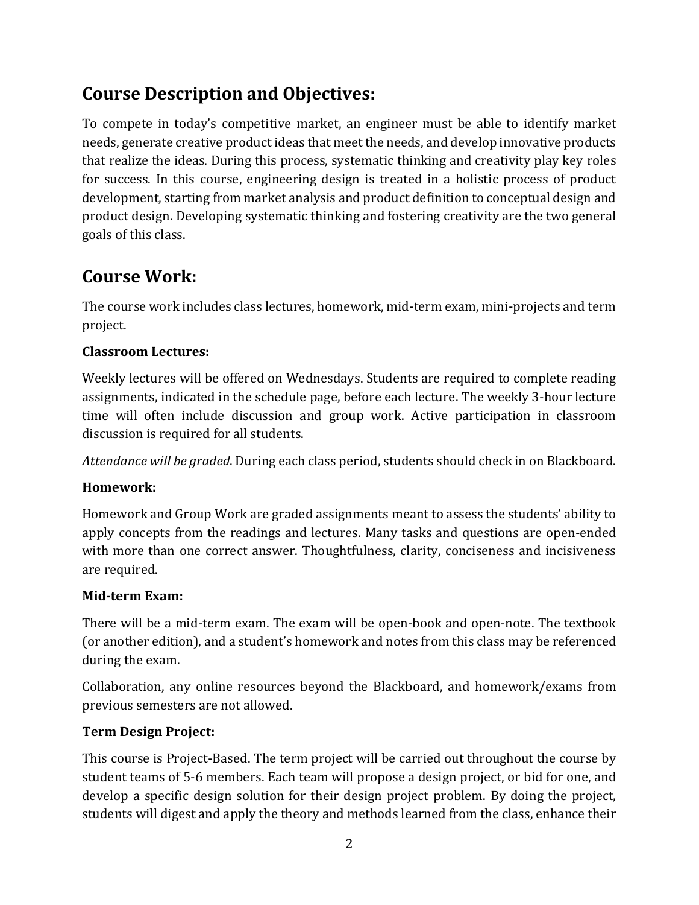## Course Description and Objectives:

To compete in today's competitive market, an engineer must be able to identify market needs, generate creative product ideas that meet the needs, and develop innovative products that realize the ideas. During this process, systematic thinking and creativity play key roles for success. In this course, engineering design is treated in a holistic process of product development, starting from market analysis and product definition to conceptual design and product design. Developing systematic thinking and fostering creativity are the two general goals of this class.

## Course Work:

The course work includes class lectures, homework, mid-term exam, mini-projects and term project.

**Classroom Lectures:**

Weekly lectures will be offered on Wednesdays. Students are required to complete reading assignments, indicated in the schedule page, before each lecture. The weekly 3-hour lecture time will often include discussion and group work. Active participation in classroom discussion is required for all students.

*Attendance will be graded*. During each class period, students should check in on Blackboard.

**Homework:**

Homework and Group Work are graded assignments meant to assess the students' ability to apply concepts from the readings and lectures. Many tasks and questions are open-ended with more than one correct answer. Thoughtfulness, clarity, conciseness and incisiveness are required.

**Mid-term Exam:**

There will be a mid-term exam. The exam will be open-book and open-note. The textbook (or another edition), and a student's homework and notes from this class may be referenced during the exam.

Collaboration, any online resources beyond the Blackboard, and homework/exams from previous semesters are not allowed.

**Term Design Project:**

This course is Project-Based. The term project will be carried out throughout the course by student teams of 5-6 members. Each team will propose a design project, or bid for one, and develop a specific design solution for their design project problem. By doing the project, students will digest and apply the theory and methods learned from the class, enhance their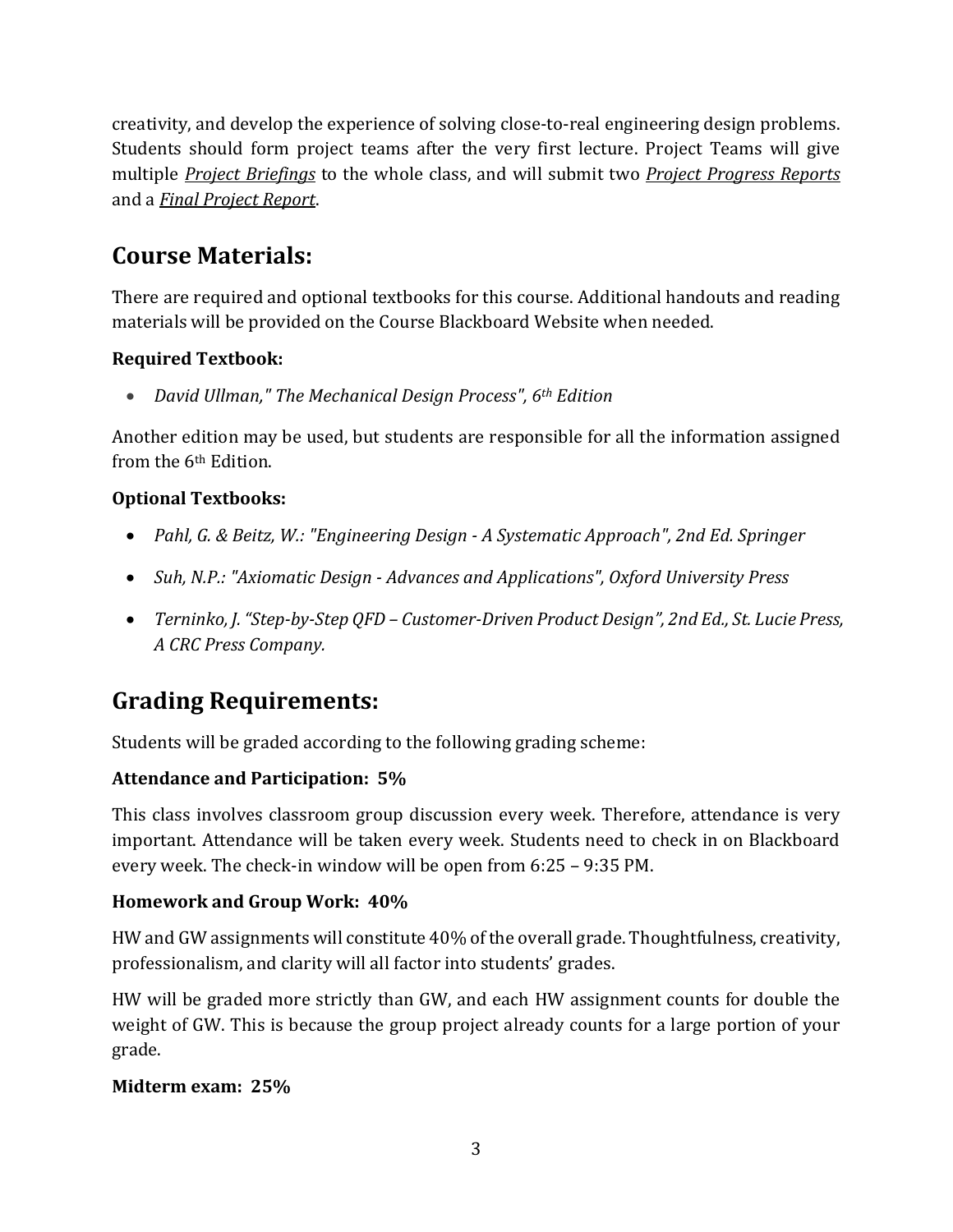creativity, and develop the experience of solving close-to-real engineering design problems. Students should form project teams after the very first lecture. Project Teams will give multiple ***Project Briefings*** to the whole class, and will submit two ***Project Progress Reports*** and a ***Final Project Report***.

## Course Materials:

There are required and optional textbooks for this course. Additional handouts and reading materials will be provided on the Course Blackboard Website when needed.

**Required Textbook:**

- *David Ullman," The Mechanical Design Process", 6th Edition*

Another edition may be used, but students are responsible for all the information assigned from the 6th Edition.

**Optional Textbooks:**

- *Pahl, G. & Beitz, W.: "Engineering Design - A Systematic Approach", 2nd Ed. Springer*
- *Suh, N.P.: "Axiomatic Design - Advances and Applications", Oxford University Press*
- *Terninko, J. "Step-by-Step QFD – Customer-Driven Product Design", 2nd Ed., St. Lucie Press, A CRC Press Company.*

## Grading Requirements:

Students will be graded according to the following grading scheme:

**Attendance and Participation: 5%**

This class involves classroom group discussion every week. Therefore, attendance is very important. Attendance will be taken every week. Students need to check in on Blackboard every week. The check-in window will be open from 6:25 – 9:35 PM.

**Homework and Group Work: 40%**

HW and GW assignments will constitute 40% of the overall grade. Thoughtfulness, creativity, professionalism, and clarity will all factor into students' grades.

HW will be graded more strictly than GW, and each HW assignment counts for double the weight of GW. This is because the group project already counts for a large portion of your grade.

**Midterm exam: 25%**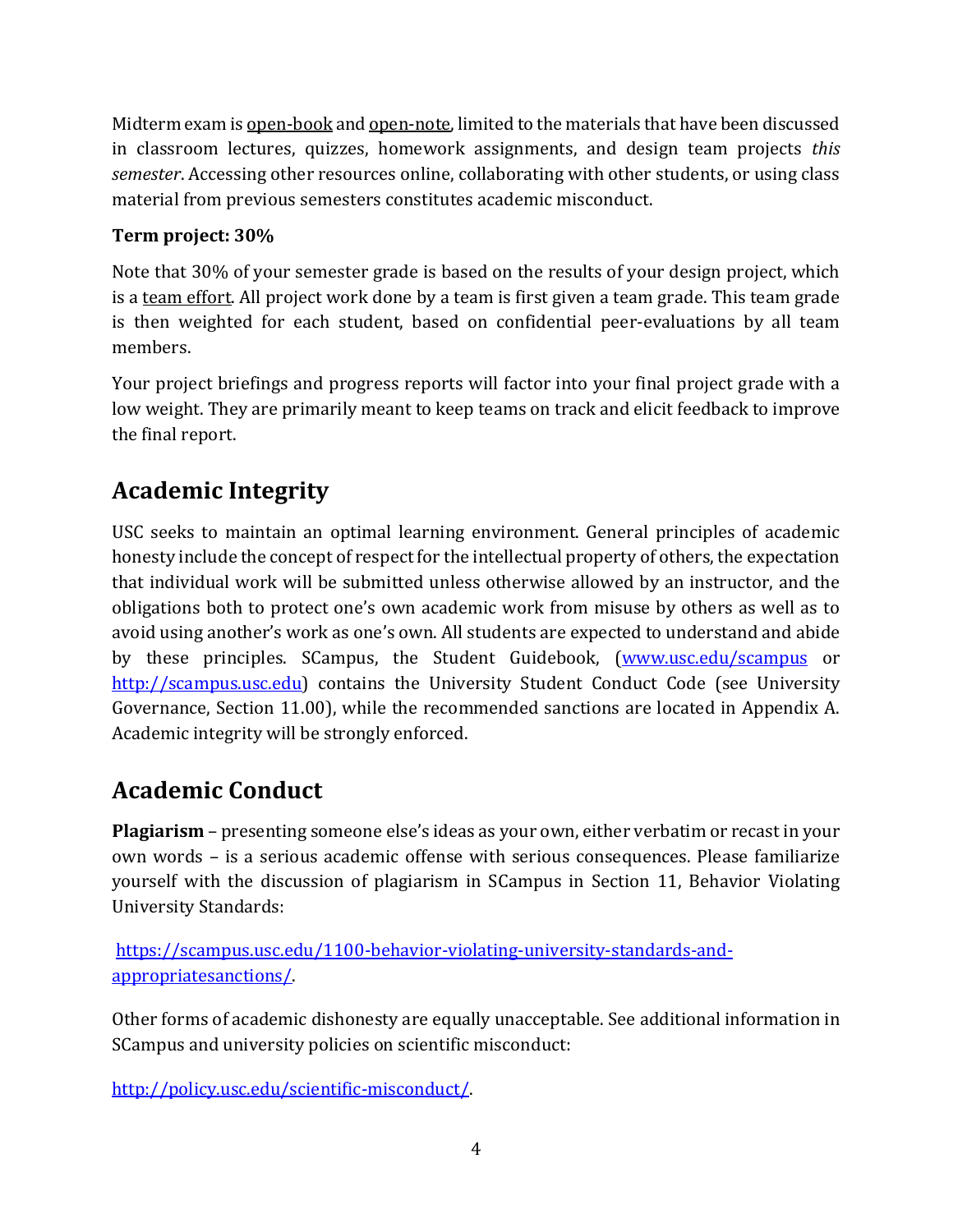Midterm exam is open-book and open-note, limited to the materials that have been discussed in classroom lectures, quizzes, homework assignments, and design team projects *this semester*. Accessing other resources online, collaborating with other students, or using class material from previous semesters constitutes academic misconduct.

**Term project: 30%**

Note that 30% of your semester grade is based on the results of your design project, which is a team effort. All project work done by a team is first given a team grade. This team grade is then weighted for each student, based on confidential peer-evaluations by all team members.

Your project briefings and progress reports will factor into your final project grade with a low weight. They are primarily meant to keep teams on track and elicit feedback to improve the final report.

## Academic Integrity

USC seeks to maintain an optimal learning environment. General principles of academic honesty include the concept of respect for the intellectual property of others, the expectation that individual work will be submitted unless otherwise allowed by an instructor, and the obligations both to protect one's own academic work from misuse by others as well as to avoid using another's work as one's own. All students are expected to understand and abide by these principles. SCampus, the Student Guidebook, ([www.usc.edu/scampus](www.usc.edu/scampus) or [http://scampus.usc.edu](http://scampus.usc.edu)) contains the University Student Conduct Code (see University Governance, Section 11.00), while the recommended sanctions are located in Appendix A. Academic integrity will be strongly enforced.

## Academic Conduct

**Plagiarism** – presenting someone else's ideas as your own, either verbatim or recast in your own words – is a serious academic offense with serious consequences. Please familiarize yourself with the discussion of plagiarism in SCampus in Section 11, Behavior Violating University Standards:

[https://scampus.usc.edu/1100-behavior-violating-university-standards-and-appropriatesanctions/](https://scampus.usc.edu/1100-behavior-violating-university-standards-and-appropriatesanctions/).

Other forms of academic dishonesty are equally unacceptable. See additional information in SCampus and university policies on scientific misconduct:

[http://policy.usc.edu/scientific-misconduct/](http://policy.usc.edu/scientific-misconduct/).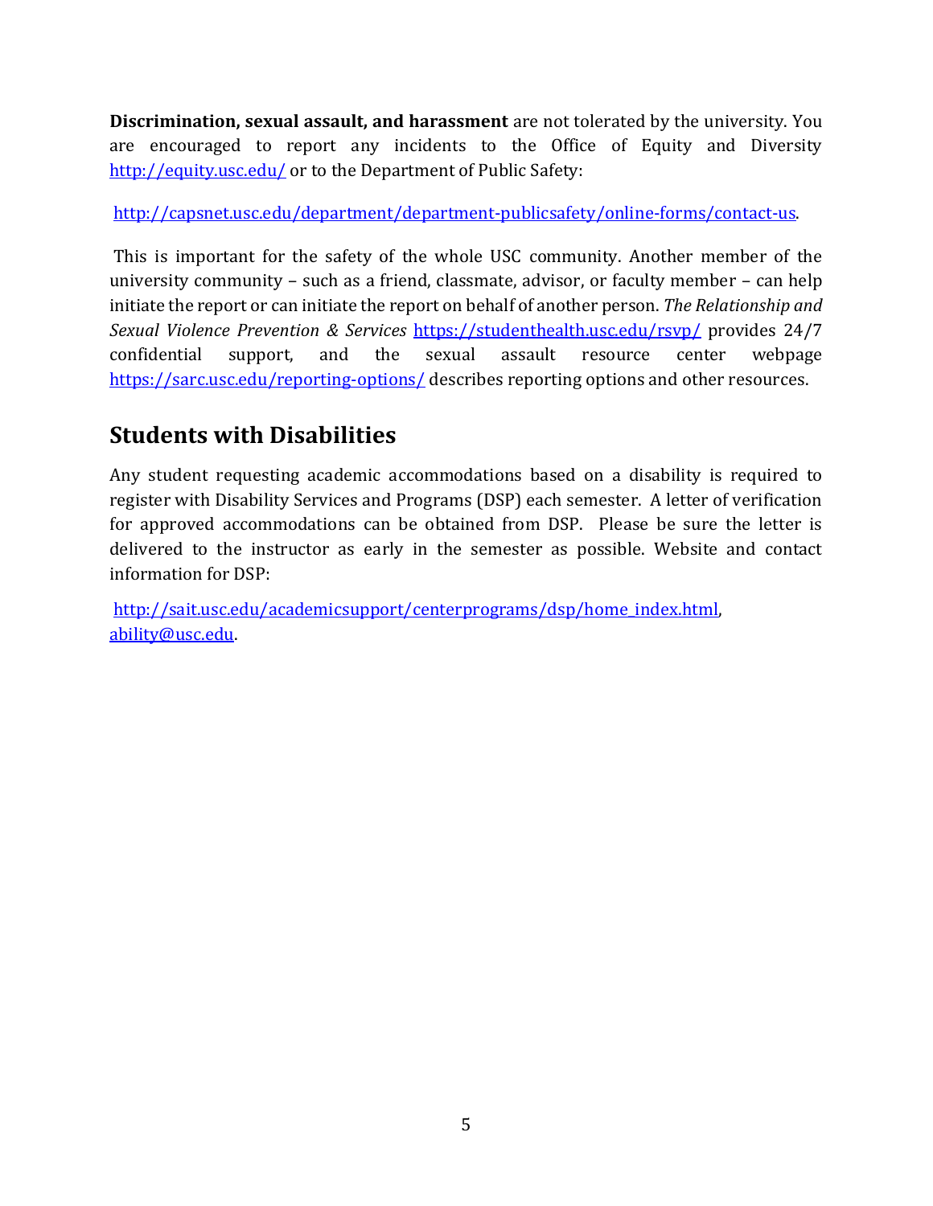**Discrimination, sexual assault, and harassment** are not tolerated by the university. You are encouraged to report any incidents to the Office of Equity and Diversity http://equity.usc.edu/ or to the Department of Public Safety:

http://capsnet.usc.edu/department/department-publicsafety/online-forms/contact-us.

This is important for the safety of the whole USC community. Another member of the university community – such as a friend, classmate, advisor, or faculty member – can help initiate the report or can initiate the report on behalf of another person. *The Relationship and Sexual Violence Prevention & Services* https://studenthealth.usc.edu/rsvp/ provides 24/7 confidential support, and the sexual assault resource center webpage https://sarc.usc.edu/reporting-options/ describes reporting options and other resources.

## Students with Disabilities

Any student requesting academic accommodations based on a disability is required to register with Disability Services and Programs (DSP) each semester. A letter of verification for approved accommodations can be obtained from DSP. Please be sure the letter is delivered to the instructor as early in the semester as possible. Website and contact information for DSP:

http://sait.usc.edu/academicsupport/centerprograms/dsp/home_index.html, ability@usc.edu.